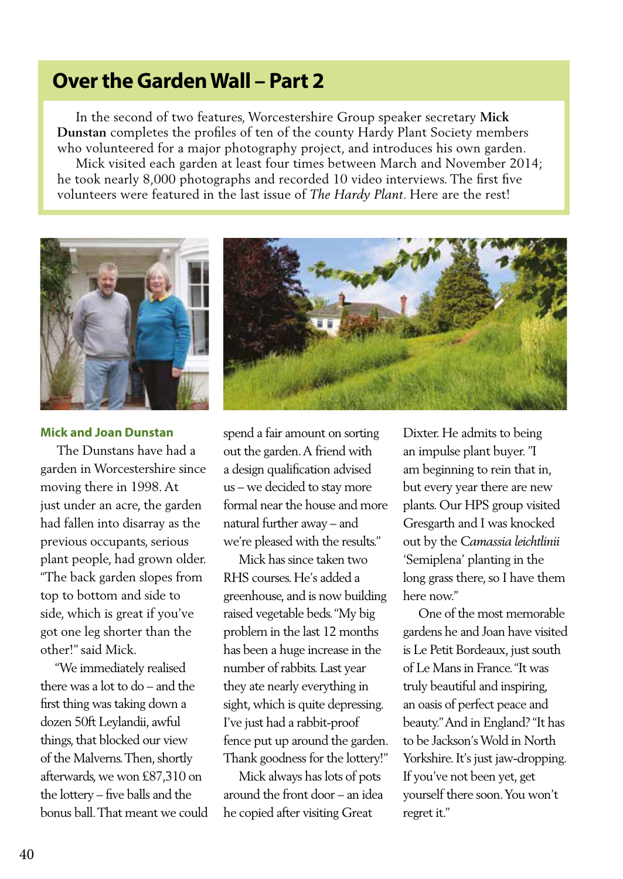# Over the Garden Wall – Part 2

In the second of two features, Worcestershire Group speaker secretary **Mick Dunstan** completes the profiles of ten of the county Hardy Plant Society members who volunteered for a major photography project, and introduces his own garden.

Mick visited each garden at least four times between March and November 2014; he took nearly 8,000 photographs and recorded 10 video interviews. The first five volunteers were featured in the last issue of *The Hardy Plant*. Here are the rest!

## Mick and Joan Dunstan

The Dunstans have had a garden in Worcestershire since moving there in 1998. At just under an acre, the garden had fallen into disarray as the previous occupants, serious plant people, had grown older. "The back garden slopes from top to bottom and side to side, which is great if you've got one leg shorter than the other!" said Mick.

"We immediately realised there was a lot to do – and the first thing was taking down a dozen 50ft Leylandii, awful things, that blocked our view of the Malverns. Then, shortly afterwards, we won £87,310 on the lottery – five balls and the bonus ball. That meant we could spend a fair amount on sorting out the garden. A friend with a design qualification advised us – we decided to stay more formal near the house and more natural further away – and we're pleased with the results."

Mick has since taken two RHS courses. He's added a greenhouse, and is now building raised vegetable beds. "My big problem in the last 12 months has been a huge increase in the number of rabbits. Last year they ate nearly everything in sight, which is quite depressing. I've just had a rabbit-proof fence put up around the garden. Thank goodness for the lottery!"

Mick always has lots of pots around the front door – an idea he copied after visiting Great Dixter. He admits to being an impulse plant buyer. "I am beginning to rein that in, but every year there are new plants. Our HPS group visited Gresgarth and I was knocked out by the *Camassia leichtlinii* 'Semiplena' planting in the long grass there, so I have them here now."

One of the most memorable gardens he and Joan have visited is Le Petit Bordeaux, just south of Le Mans in France. "It was truly beautiful and inspiring, an oasis of perfect peace and beauty." And in England? "It has to be Jackson's Wold in North Yorkshire. It's just jaw-dropping. If you've not been yet, get yourself there soon. You won't regret it."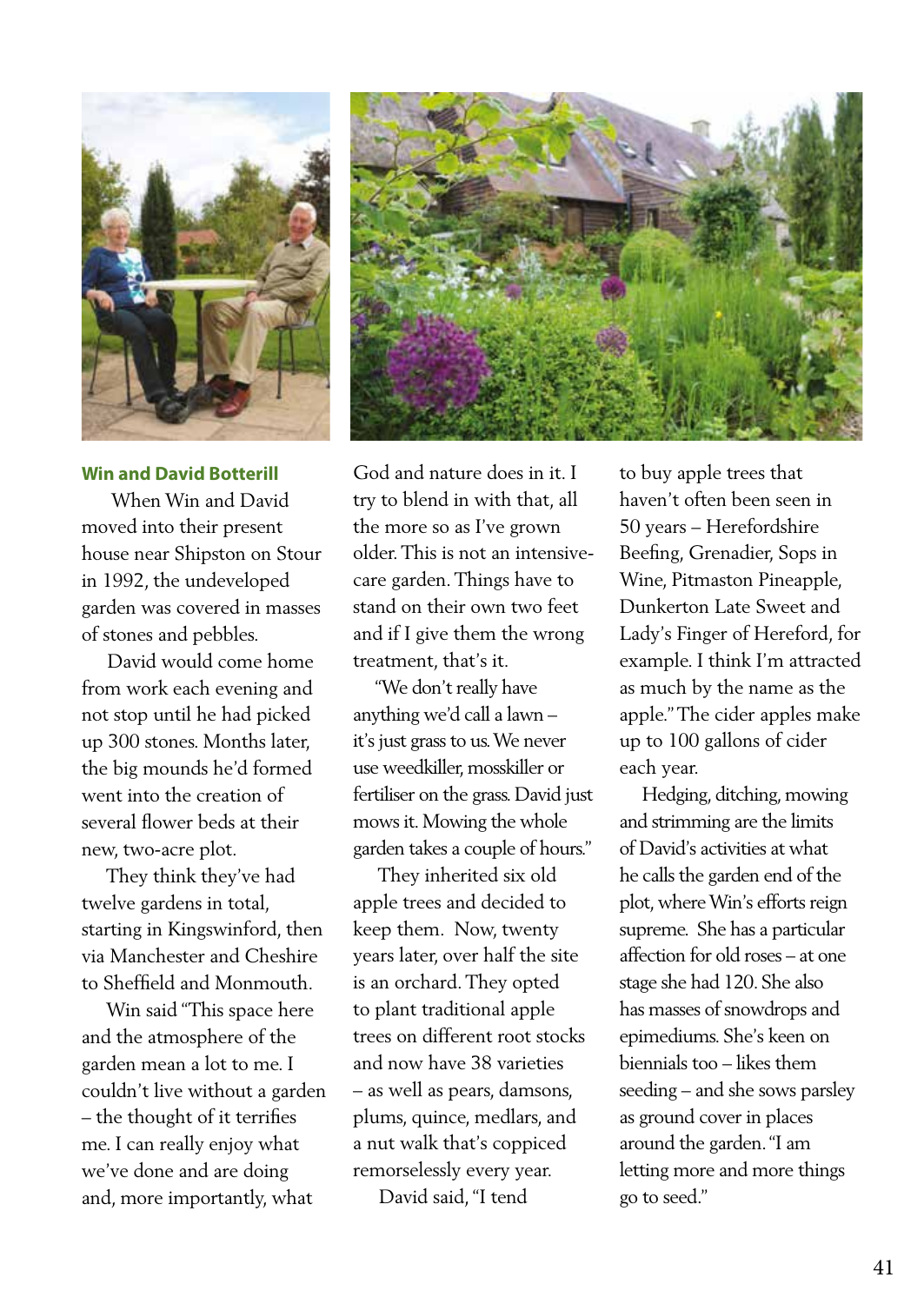### Win and David Botterill

When Win and David moved into their present house near Shipston on Stour in 1992, the undeveloped garden was covered in masses of stones and pebbles.

David would come home from work each evening and not stop until he had picked up 300 stones. Months later, the big mounds he'd formed went into the creation of several flower beds at their new, two-acre plot.

They think they've had twelve gardens in total, starting in Kingswinford, then via Manchester and Cheshire to Sheffield and Monmouth.

Win said "This space here and the atmosphere of the garden mean a lot to me. I couldn't live without a garden – the thought of it terrifies me. I can really enjoy what we've done and are doing and, more importantly, what God and nature does in it. I try to blend in with that, all the more so as I've grown older. This is not an intensive-care garden. Things have to stand on their own two feet and if I give them the wrong treatment, that's it.

"We don't really have anything we'd call a lawn – it's just grass to us. We never use weedkiller, mosskiller or fertiliser on the grass. David just mows it. Mowing the whole garden takes a couple of hours."

They inherited six old apple trees and decided to keep them. Now, twenty years later, over half the site is an orchard. They opted to plant traditional apple trees on different root stocks and now have 38 varieties – as well as pears, damsons, plums, quince, medlars, and a nut walk that's coppiced remorselessly every year.

David said, "I tend to buy apple trees that haven't often been seen in 50 years – Herefordshire Beefing, Grenadier, Sops in Wine, Pitmaston Pineapple, Dunkerton Late Sweet and Lady's Finger of Hereford, for example. I think I'm attracted as much by the name as the apple." The cider apples make up to 100 gallons of cider each year.

Hedging, ditching, mowing and strimming are the limits of David's activities at what he calls the garden end of the plot, where Win's efforts reign supreme. She has a particular affection for old roses – at one stage she had 120. She also has masses of snowdrops and epimediums. She's keen on biennials too – likes them seeding – and she sows parsley as ground cover in places around the garden. "I am letting more and more things go to seed."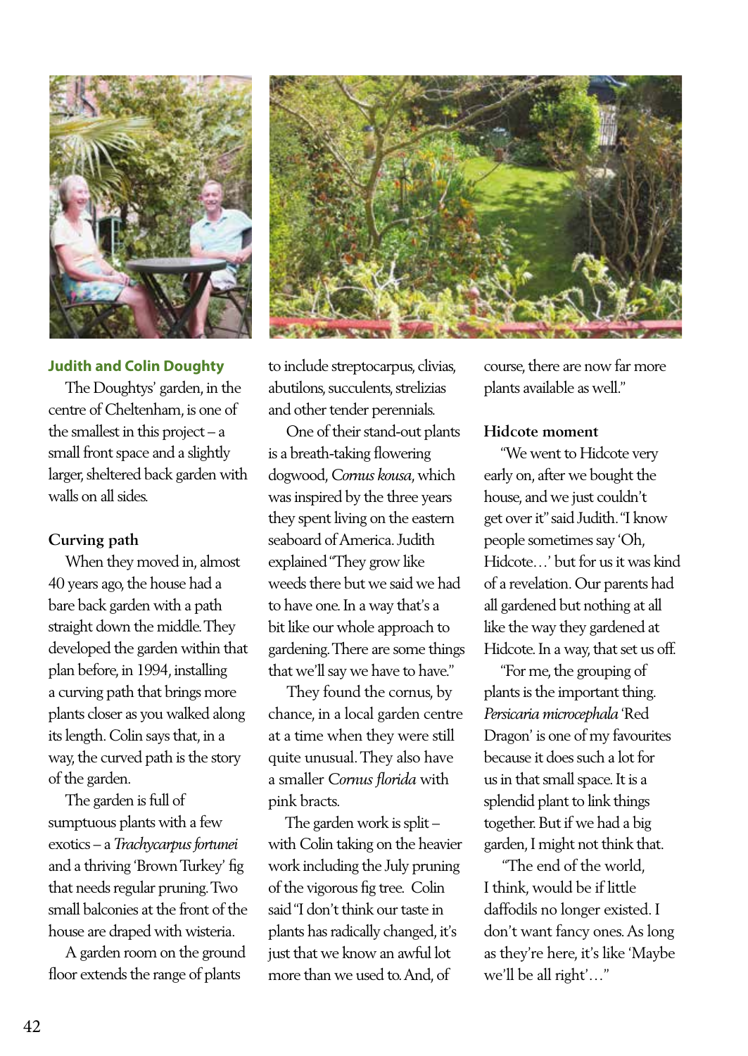## Judith and Colin Doughty

The Doughtys' garden, in the centre of Cheltenham, is one of the smallest in this project – a small front space and a slightly larger, sheltered back garden with walls on all sides.

### Curving path

When they moved in, almost 40 years ago, the house had a bare back garden with a path straight down the middle. They developed the garden within that plan before, in 1994, installing a curving path that brings more plants closer as you walked along its length. Colin says that, in a way, the curved path is the story of the garden.

The garden is full of sumptuous plants with a few exotics – a *Trachycarpus fortunei* and a thriving 'Brown Turkey' fig that needs regular pruning. Two small balconies at the front of the house are draped with wisteria.

A garden room on the ground floor extends the range of plants to include streptocarpus, clivias, abutilons, succulents, strelizias and other tender perennials.

One of their stand-out plants is a breath-taking flowering dogwood, *Cornus kousa*, which was inspired by the three years they spent living on the eastern seaboard of America. Judith explained "They grow like weeds there but we said we had to have one. In a way that's a bit like our whole approach to gardening. There are some things that we'll say we have to have."

They found the cornus, by chance, in a local garden centre at a time when they were still quite unusual. They also have a smaller *Cornus florida* with pink bracts.

The garden work is split – with Colin taking on the heavier work including the July pruning of the vigorous fig tree. Colin said "I don't think our taste in plants has radically changed, it's just that we know an awful lot more than we used to. And, of course, there are now far more plants available as well."

### Hidcote moment

"We went to Hidcote very early on, after we bought the house, and we just couldn't get over it" said Judith. "I know people sometimes say 'Oh, Hidcote…' but for us it was kind of a revelation. Our parents had all gardened but nothing at all like the way they gardened at Hidcote. In a way, that set us off.

"For me, the grouping of plants is the important thing. *Persicaria microcephala* 'Red Dragon' is one of my favourites because it does such a lot for us in that small space. It is a splendid plant to link things together. But if we had a big garden, I might not think that.

"The end of the world, I think, would be if little daffodils no longer existed. I don't want fancy ones. As long as they're here, it's like 'Maybe we'll be all right'…"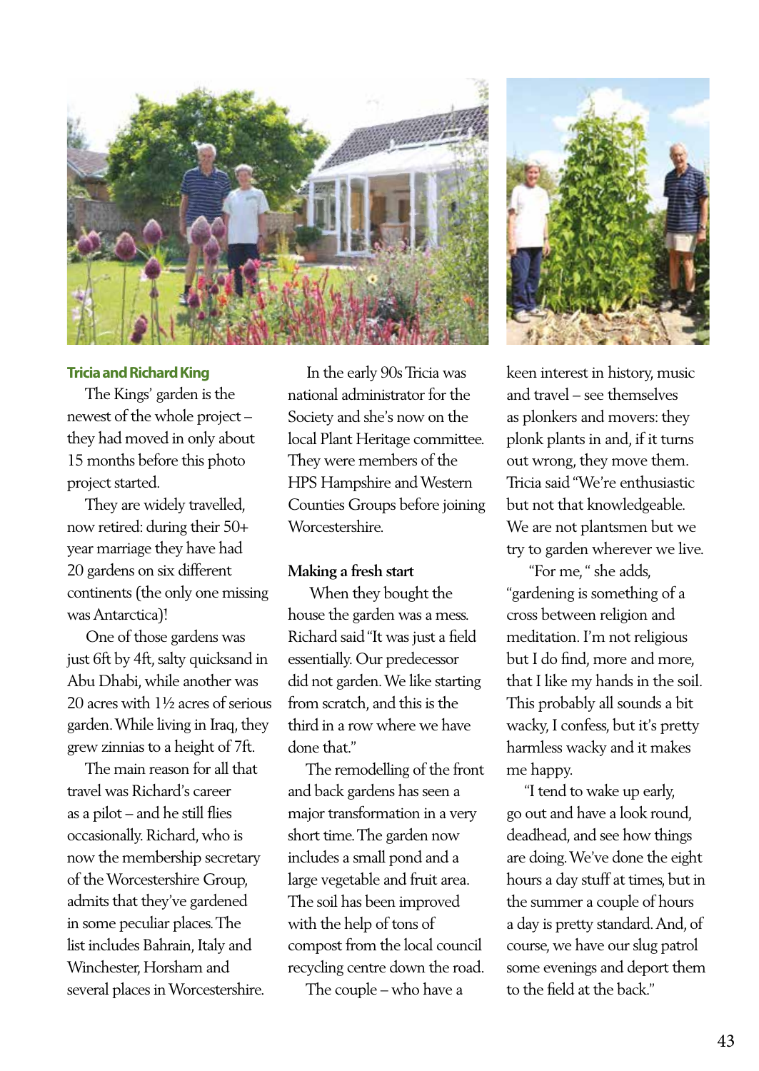### Tricia and Richard King

The Kings' garden is the newest of the whole project – they had moved in only about 15 months before this photo project started.

They are widely travelled, now retired: during their 50+ year marriage they have had 20 gardens on six different continents (the only one missing was Antarctica)!

One of those gardens was just 6ft by 4ft, salty quicksand in Abu Dhabi, while another was 20 acres with 1½ acres of serious garden. While living in Iraq, they grew zinnias to a height of 7ft.

The main reason for all that travel was Richard's career as a pilot – and he still flies occasionally. Richard, who is now the membership secretary of the Worcestershire Group, admits that they've gardened in some peculiar places. The list includes Bahrain, Italy and Winchester, Horsham and several places in Worcestershire.

In the early 90s Tricia was national administrator for the Society and she's now on the local Plant Heritage committee. They were members of the HPS Hampshire and Western Counties Groups before joining Worcestershire.

**Making a fresh start**

When they bought the house the garden was a mess. Richard said "It was just a field essentially. Our predecessor did not garden. We like starting from scratch, and this is the third in a row where we have done that."

The remodelling of the front and back gardens has seen a major transformation in a very short time. The garden now includes a small pond and a large vegetable and fruit area. The soil has been improved with the help of tons of compost from the local council recycling centre down the road.

The couple – who have a keen interest in history, music and travel – see themselves as plonkers and movers: they plonk plants in and, if it turns out wrong, they move them. Tricia said "We're enthusiastic but not that knowledgeable. We are not plantsmen but we try to garden wherever we live.

"For me, " she adds, "gardening is something of a cross between religion and meditation. I'm not religious but I do find, more and more, that I like my hands in the soil. This probably all sounds a bit wacky, I confess, but it's pretty harmless wacky and it makes me happy.

"I tend to wake up early, go out and have a look round, deadhead, and see how things are doing. We've done the eight hours a day stuff at times, but in the summer a couple of hours a day is pretty standard. And, of course, we have our slug patrol some evenings and deport them to the field at the back."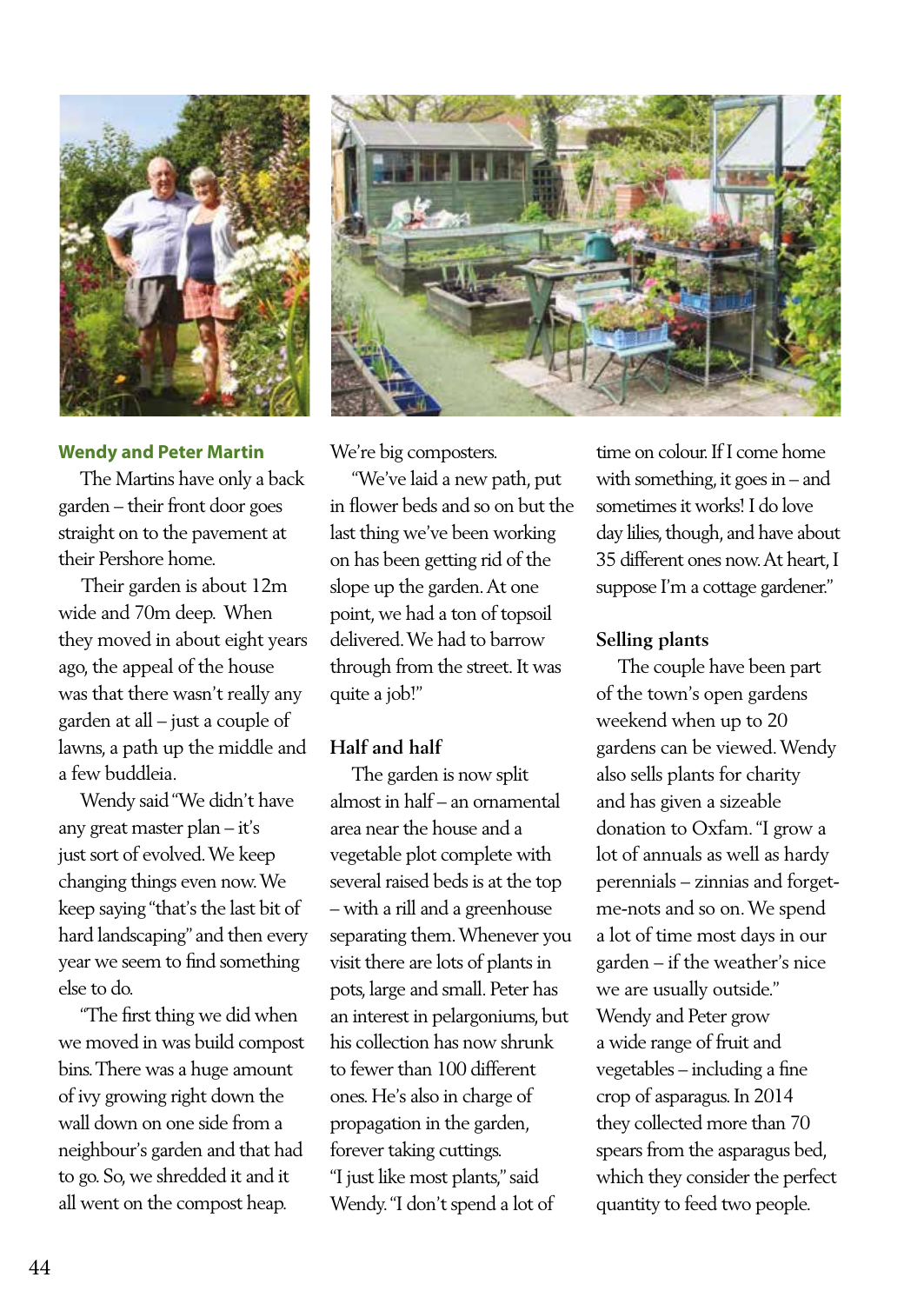## Wendy and Peter Martin

The Martins have only a back garden – their front door goes straight on to the pavement at their Pershore home.

Their garden is about 12m wide and 70m deep. When they moved in about eight years ago, the appeal of the house was that there wasn't really any garden at all – just a couple of lawns, a path up the middle and a few buddleia.

Wendy said "We didn't have any great master plan – it's just sort of evolved. We keep changing things even now. We keep saying "that's the last bit of hard landscaping" and then every year we seem to find something else to do.

"The first thing we did when we moved in was build compost bins. There was a huge amount of ivy growing right down the wall down on one side from a neighbour's garden and that had to go. So, we shredded it and it all went on the compost heap. We're big composters.

"We've laid a new path, put in flower beds and so on but the last thing we've been working on has been getting rid of the slope up the garden. At one point, we had a ton of topsoil delivered. We had to barrow through from the street. It was quite a job!"

### Half and half

The garden is now split almost in half – an ornamental area near the house and a vegetable plot complete with several raised beds is at the top – with a rill and a greenhouse separating them. Whenever you visit there are lots of plants in pots, large and small. Peter has an interest in pelargoniums, but his collection has now shrunk to fewer than 100 different ones. He's also in charge of propagation in the garden, forever taking cuttings.

"I just like most plants," said Wendy. "I don't spend a lot of time on colour. If I come home with something, it goes in – and sometimes it works! I do love day lilies, though, and have about 35 different ones now. At heart, I suppose I'm a cottage gardener."

### Selling plants

The couple have been part of the town's open gardens weekend when up to 20 gardens can be viewed. Wendy also sells plants for charity and has given a sizeable donation to Oxfam. "I grow a lot of annuals as well as hardy perennials – zinnias and forget-me-nots and so on. We spend a lot of time most days in our garden – if the weather's nice we are usually outside."

Wendy and Peter grow a wide range of fruit and vegetables – including a fine crop of asparagus. In 2014 they collected more than 70 spears from the asparagus bed, which they consider the perfect quantity to feed two people.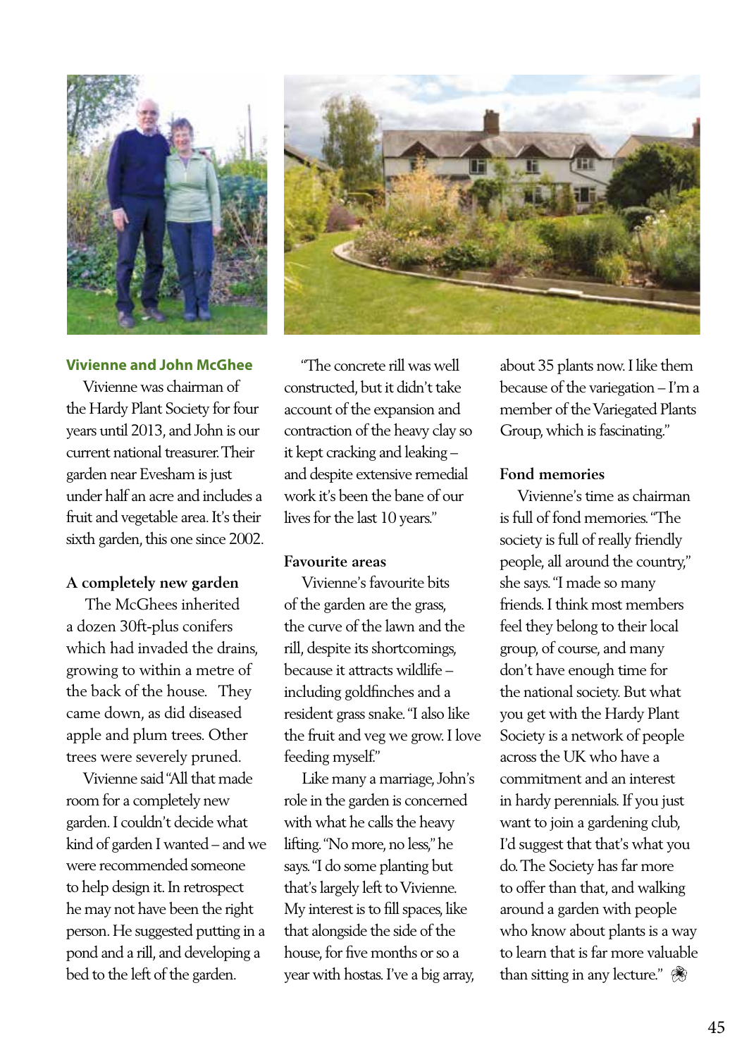**Vivienne and John McGhee**

Vivienne was chairman of the Hardy Plant Society for four years until 2013, and John is our current national treasurer. Their garden near Evesham is just under half an acre and includes a fruit and vegetable area. It's their sixth garden, this one since 2002.

### A completely new garden

The McGhees inherited a dozen 30ft-plus conifers which had invaded the drains, growing to within a metre of the back of the house. They came down, as did diseased apple and plum trees. Other trees were severely pruned.

Vivienne said "All that made room for a completely new garden. I couldn't decide what kind of garden I wanted – and we were recommended someone to help design it. In retrospect he may not have been the right person. He suggested putting in a pond and a rill, and developing a bed to the left of the garden.

"The concrete rill was well constructed, but it didn't take account of the expansion and contraction of the heavy clay so it kept cracking and leaking – and despite extensive remedial work it's been the bane of our lives for the last 10 years."

### Favourite areas

Vivienne's favourite bits of the garden are the grass, the curve of the lawn and the rill, despite its shortcomings, because it attracts wildlife – including goldfinches and a resident grass snake. "I also like the fruit and veg we grow. I love feeding myself."

Like many a marriage, John's role in the garden is concerned with what he calls the heavy lifting. "No more, no less," he says. "I do some planting but that's largely left to Vivienne. My interest is to fill spaces, like that alongside the side of the house, for five months or so a year with hostas. I've a big array, about 35 plants now. I like them because of the variegation – I'm a member of the Variegated Plants Group, which is fascinating."

### Fond memories

Vivienne's time as chairman is full of fond memories. "The society is full of really friendly people, all around the country," she says. "I made so many friends. I think most members feel they belong to their local group, of course, and many don't have enough time for the national society. But what you get with the Hardy Plant Society is a network of people across the UK who have a commitment and an interest in hardy perennials. If you just want to join a gardening club, I'd suggest that that's what you do. The Society has far more to offer than that, and walking around a garden with people who know about plants is a way to learn that is far more valuable than sitting in any lecture."